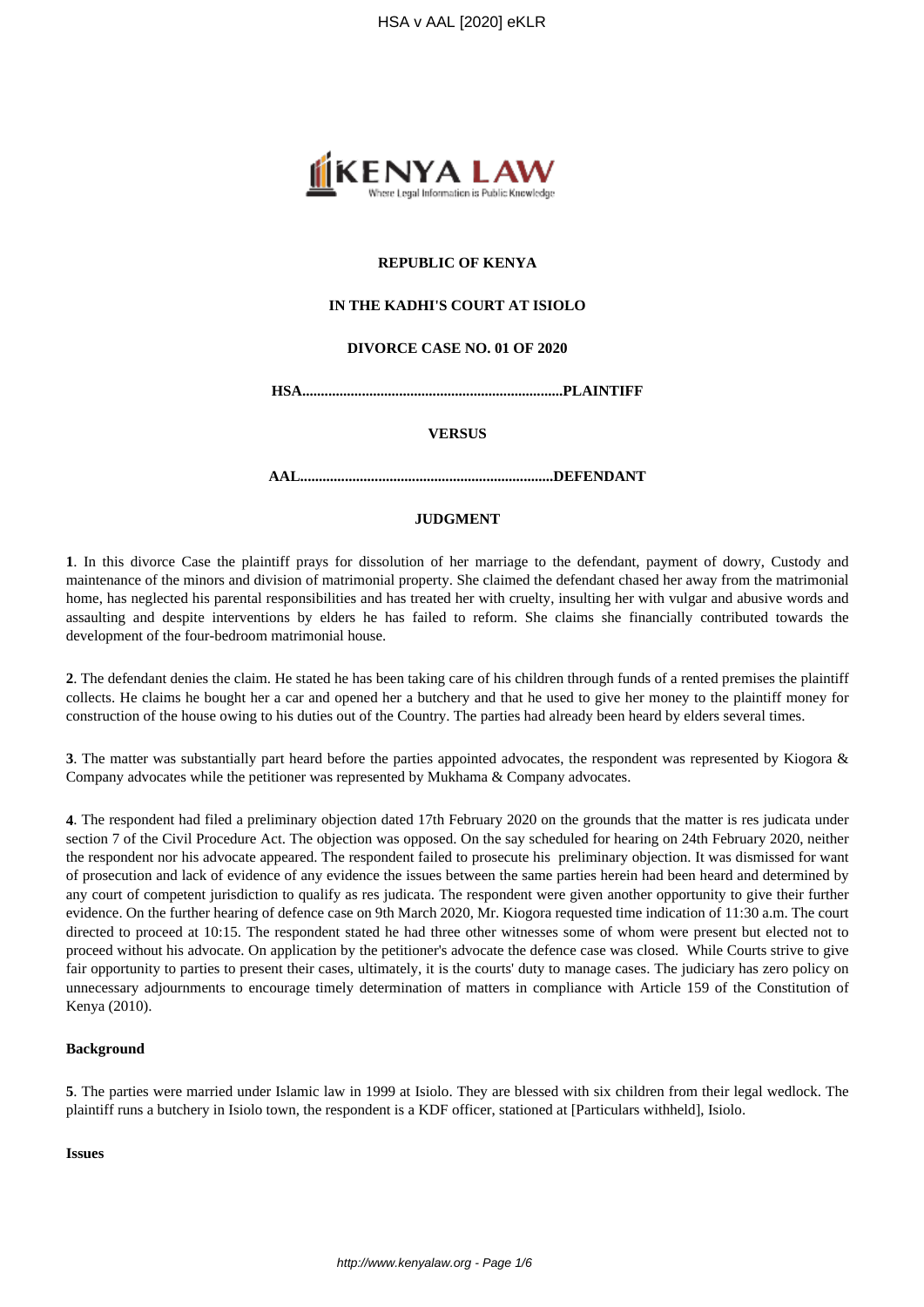**REPUBLIC OF KENYA**

**IN THE KADHI'S COURT AT ISIOLO**

**DIVORCE CASE NO. 01 OF 2020**

**HSA.....................................................................PLAINTIFF**

**VERSUS**

**AAL...................................................................DEFENDANT**

**JUDGMENT**

**1**. In this divorce Case the plaintiff prays for dissolution of her marriage to the defendant, payment of dowry, Custody and maintenance of the minors and division of matrimonial property. She claimed the defendant chased her away from the matrimonial home, has neglected his parental responsibilities and has treated her with cruelty, insulting her with vulgar and abusive words and assaulting and despite interventions by elders he has failed to reform. She claims she financially contributed towards the development of the four-bedroom matrimonial house.

**2**. The defendant denies the claim. He stated he has been taking care of his children through funds of a rented premises the plaintiff collects. He claims he bought her a car and opened her a butchery and that he used to give her money to the plaintiff money for construction of the house owing to his duties out of the Country. The parties had already been heard by elders several times.

**3**. The matter was substantially part heard before the parties appointed advocates, the respondent was represented by Kiogora & Company advocates while the petitioner was represented by Mukhama & Company advocates.

**4**. The respondent had filed a preliminary objection dated 17th February 2020 on the grounds that the matter is res judicata under section 7 of the Civil Procedure Act. The objection was opposed. On the say scheduled for hearing on 24th February 2020, neither the respondent nor his advocate appeared. The respondent failed to prosecute his preliminary objection. It was dismissed for want of prosecution and lack of evidence of any evidence the issues between the same parties herein had been heard and determined by any court of competent jurisdiction to qualify as res judicata. The respondent were given another opportunity to give their further evidence. On the further hearing of defence case on 9th March 2020, Mr. Kiogora requested time indication of 11:30 a.m. The court directed to proceed at 10:15. The respondent stated he had three other witnesses some of whom were present but elected not to proceed without his advocate. On application by the petitioner's advocate the defence case was closed. While Courts strive to give fair opportunity to parties to present their cases, ultimately, it is the courts' duty to manage cases. The judiciary has zero policy on unnecessary adjournments to encourage timely determination of matters in compliance with Article 159 of the Constitution of Kenya (2010).

**Background**

**5**. The parties were married under Islamic law in 1999 at Isiolo. They are blessed with six children from their legal wedlock. The plaintiff runs a butchery in Isiolo town, the respondent is a KDF officer, stationed at [Particulars withheld], Isiolo.

**Issues**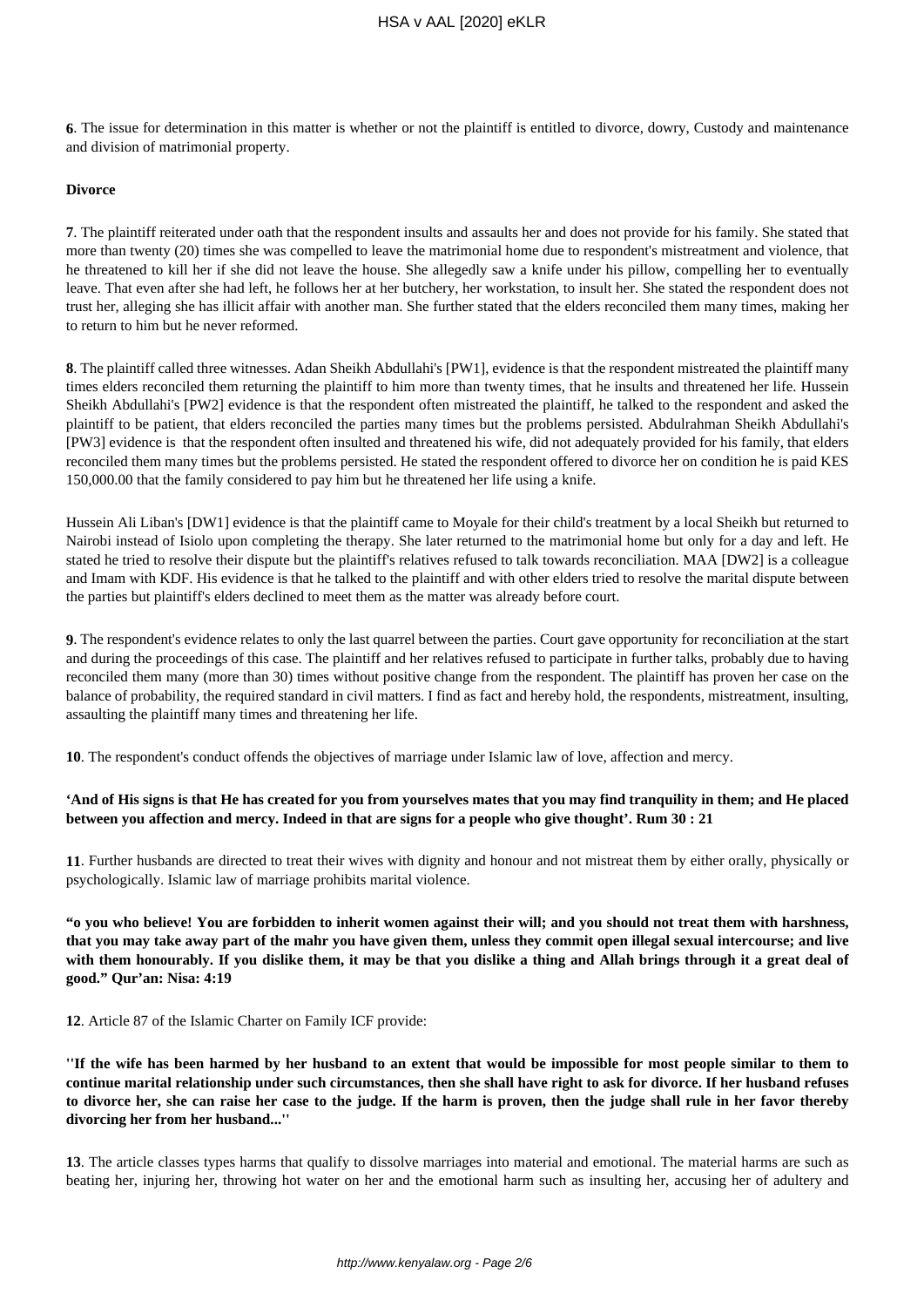**6**. The issue for determination in this matter is whether or not the plaintiff is entitled to divorce, dowry, Custody and maintenance and division of matrimonial property.

**Divorce**

**7**. The plaintiff reiterated under oath that the respondent insults and assaults her and does not provide for his family. She stated that more than twenty (20) times she was compelled to leave the matrimonial home due to respondent's mistreatment and violence, that he threatened to kill her if she did not leave the house. She allegedly saw a knife under his pillow, compelling her to eventually leave. That even after she had left, he follows her at her butchery, her workstation, to insult her. She stated the respondent does not trust her, alleging she has illicit affair with another man. She further stated that the elders reconciled them many times, making her to return to him but he never reformed.

**8**. The plaintiff called three witnesses. Adan Sheikh Abdullahi's [PW1], evidence is that the respondent mistreated the plaintiff many times elders reconciled them returning the plaintiff to him more than twenty times, that he insults and threatened her life. Hussein Sheikh Abdullahi's [PW2] evidence is that the respondent often mistreated the plaintiff, he talked to the respondent and asked the plaintiff to be patient, that elders reconciled the parties many times but the problems persisted. Abdulrahman Sheikh Abdullahi's [PW3] evidence is that the respondent often insulted and threatened his wife, did not adequately provided for his family, that elders reconciled them many times but the problems persisted. He stated the respondent offered to divorce her on condition he is paid KES 150,000.00 that the family considered to pay him but he threatened her life using a knife.

Hussein Ali Liban's [DW1] evidence is that the plaintiff came to Moyale for their child's treatment by a local Sheikh but returned to Nairobi instead of Isiolo upon completing the therapy. She later returned to the matrimonial home but only for a day and left. He stated he tried to resolve their dispute but the plaintiff's relatives refused to talk towards reconciliation. MAA [DW2] is a colleague and Imam with KDF. His evidence is that he talked to the plaintiff and with other elders tried to resolve the marital dispute between the parties but plaintiff's elders declined to meet them as the matter was already before court.

**9**. The respondent's evidence relates to only the last quarrel between the parties. Court gave opportunity for reconciliation at the start and during the proceedings of this case. The plaintiff and her relatives refused to participate in further talks, probably due to having reconciled them many (more than 30) times without positive change from the respondent. The plaintiff has proven her case on the balance of probability, the required standard in civil matters. I find as fact and hereby hold, the respondents, mistreatment, insulting, assaulting the plaintiff many times and threatening her life.

**10**. The respondent's conduct offends the objectives of marriage under Islamic law of love, affection and mercy.

**'And of His signs is that He has created for you from yourselves mates that you may find tranquility in them; and He placed between you affection and mercy. Indeed in that are signs for a people who give thought'. Rum 30 : 21**

**11**. Further husbands are directed to treat their wives with dignity and honour and not mistreat them by either orally, physically or psychologically. Islamic law of marriage prohibits marital violence.

**"o you who believe! You are forbidden to inherit women against their will; and you should not treat them with harshness, that you may take away part of the mahr you have given them, unless they commit open illegal sexual intercourse; and live with them honourably. If you dislike them, it may be that you dislike a thing and Allah brings through it a great deal of good." Qur'an: Nisa: 4:19**

**12**. Article 87 of the Islamic Charter on Family ICF provide:

**''If the wife has been harmed by her husband to an extent that would be impossible for most people similar to them to continue marital relationship under such circumstances, then she shall have right to ask for divorce. If her husband refuses to divorce her, she can raise her case to the judge. If the harm is proven, then the judge shall rule in her favor thereby divorcing her from her husband...''**

**13**. The article classes types harms that qualify to dissolve marriages into material and emotional. The material harms are such as beating her, injuring her, throwing hot water on her and the emotional harm such as insulting her, accusing her of adultery and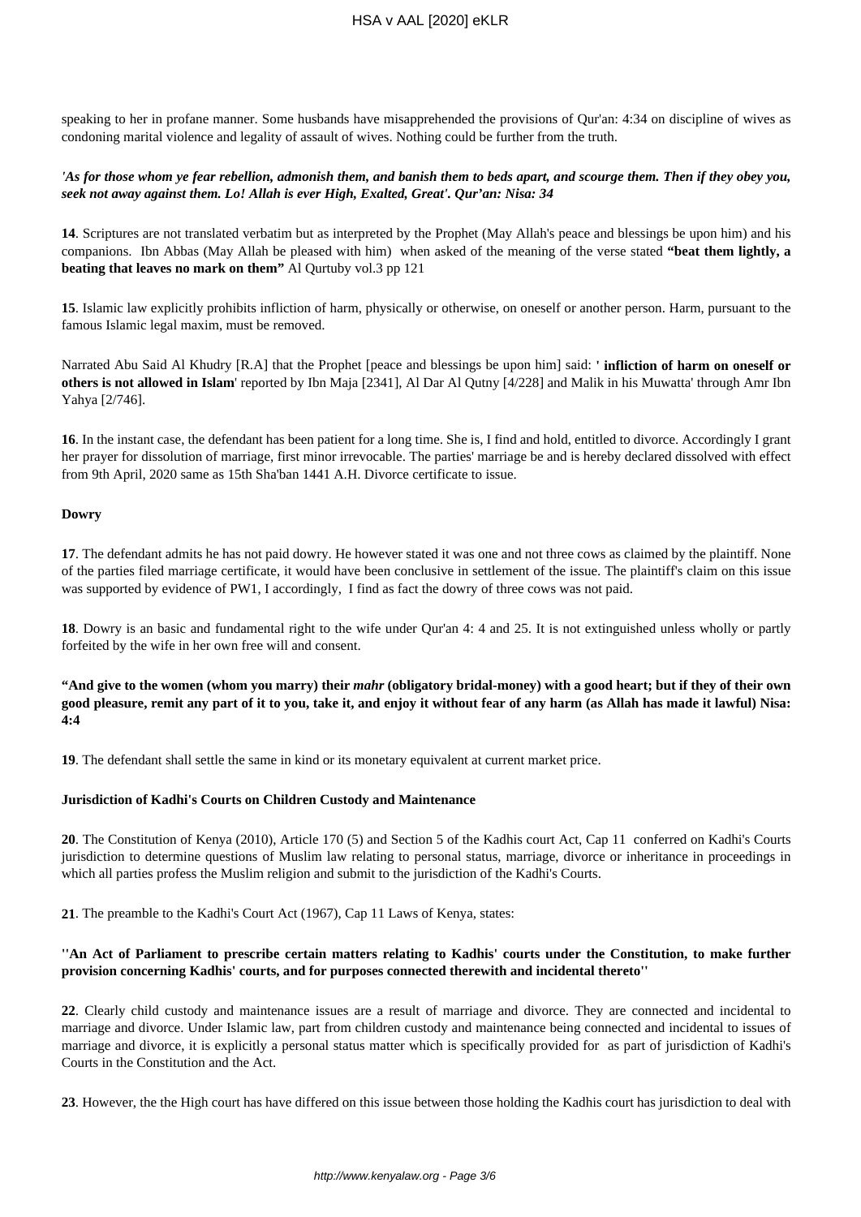speaking to her in profane manner. Some husbands have misapprehended the provisions of Qur'an: 4:34 on discipline of wives as condoning marital violence and legality of assault of wives. Nothing could be further from the truth.

***'As for those whom ye fear rebellion, admonish them, and banish them to beds apart, and scourge them. Then if they obey you, seek not away against them. Lo! Allah is ever High, Exalted, Great'. Qur'an: Nisa: 34***

**14**. Scriptures are not translated verbatim but as interpreted by the Prophet (May Allah's peace and blessings be upon him) and his companions. Ibn Abbas (May Allah be pleased with him) when asked of the meaning of the verse stated **"beat them lightly, a beating that leaves no mark on them"** Al Qurtuby vol.3 pp 121

**15**. Islamic law explicitly prohibits infliction of harm, physically or otherwise, on oneself or another person. Harm, pursuant to the famous Islamic legal maxim, must be removed.

Narrated Abu Said Al Khudry [R.A] that the Prophet [peace and blessings be upon him] said: **' infliction of harm on oneself or others is not allowed in Islam**' reported by Ibn Maja [2341], Al Dar Al Qutny [4/228] and Malik in his Muwatta' through Amr Ibn Yahya [2/746].

**16**. In the instant case, the defendant has been patient for a long time. She is, I find and hold, entitled to divorce. Accordingly I grant her prayer for dissolution of marriage, first minor irrevocable. The parties' marriage be and is hereby declared dissolved with effect from 9th April, 2020 same as 15th Sha'ban 1441 A.H. Divorce certificate to issue.

**Dowry**

**17**. The defendant admits he has not paid dowry. He however stated it was one and not three cows as claimed by the plaintiff. None of the parties filed marriage certificate, it would have been conclusive in settlement of the issue. The plaintiff's claim on this issue was supported by evidence of PW1, I accordingly, I find as fact the dowry of three cows was not paid.

**18**. Dowry is an basic and fundamental right to the wife under Qur'an 4: 4 and 25. It is not extinguished unless wholly or partly forfeited by the wife in her own free will and consent.

**"And give to the women (whom you marry) their *mahr* (obligatory bridal-money) with a good heart; but if they of their own good pleasure, remit any part of it to you, take it, and enjoy it without fear of any harm (as Allah has made it lawful) Nisa: 4:4**

**19**. The defendant shall settle the same in kind or its monetary equivalent at current market price.

**Jurisdiction of Kadhi's Courts on Children Custody and Maintenance**

**20**. The Constitution of Kenya (2010), Article 170 (5) and Section 5 of the Kadhis court Act, Cap 11 conferred on Kadhi's Courts jurisdiction to determine questions of Muslim law relating to personal status, marriage, divorce or inheritance in proceedings in which all parties profess the Muslim religion and submit to the jurisdiction of the Kadhi's Courts.

**21**. The preamble to the Kadhi's Court Act (1967), Cap 11 Laws of Kenya, states:

**''An Act of Parliament to prescribe certain matters relating to Kadhis' courts under the Constitution, to make further provision concerning Kadhis' courts, and for purposes connected therewith and incidental thereto''**

**22**. Clearly child custody and maintenance issues are a result of marriage and divorce. They are connected and incidental to marriage and divorce. Under Islamic law, part from children custody and maintenance being connected and incidental to issues of marriage and divorce, it is explicitly a personal status matter which is specifically provided for as part of jurisdiction of Kadhi's Courts in the Constitution and the Act.

**23**. However, the the High court has have differed on this issue between those holding the Kadhis court has jurisdiction to deal with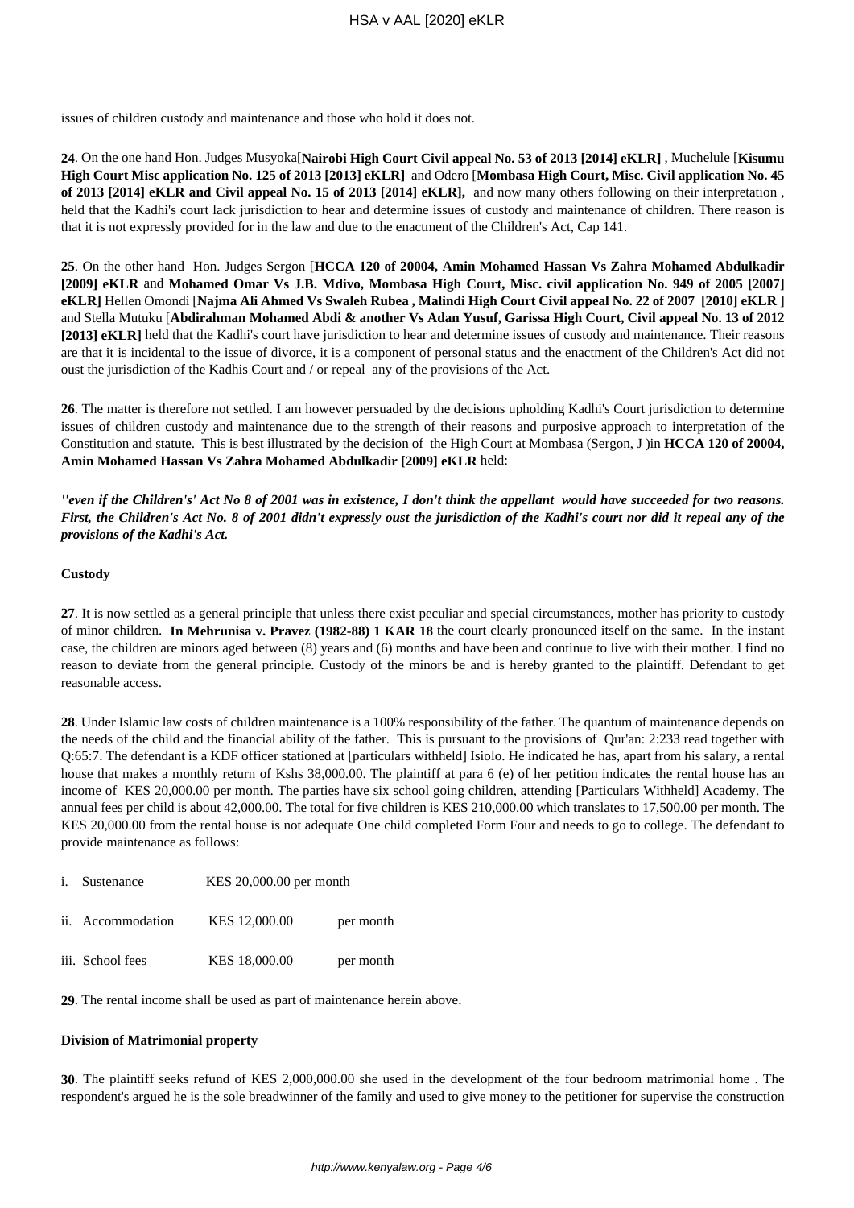issues of children custody and maintenance and those who hold it does not.

**24**. On the one hand Hon. Judges Musyoka[**Nairobi High Court Civil appeal No. 53 of 2013 [2014] eKLR]** , Muchelule [**Kisumu High Court Misc application No. 125 of 2013 [2013] eKLR]** and Odero [**Mombasa High Court, Misc. Civil application No. 45 of 2013 [2014] eKLR and Civil appeal No. 15 of 2013 [2014] eKLR],** and now many others following on their interpretation , held that the Kadhi's court lack jurisdiction to hear and determine issues of custody and maintenance of children. There reason is that it is not expressly provided for in the law and due to the enactment of the Children's Act, Cap 141.

**25**. On the other hand Hon. Judges Sergon [**HCCA 120 of 20004, Amin Mohamed Hassan Vs Zahra Mohamed Abdulkadir [2009] eKLR** and **Mohamed Omar Vs J.B. Mdivo, Mombasa High Court, Misc. civil application No. 949 of 2005 [2007] eKLR]** Hellen Omondi [**Najma Ali Ahmed Vs Swaleh Rubea , Malindi High Court Civil appeal No. 22 of 2007 [2010] eKLR** ] and Stella Mutuku [**Abdirahman Mohamed Abdi & another Vs Adan Yusuf, Garissa High Court, Civil appeal No. 13 of 2012 [2013] eKLR]** held that the Kadhi's court have jurisdiction to hear and determine issues of custody and maintenance. Their reasons are that it is incidental to the issue of divorce, it is a component of personal status and the enactment of the Children's Act did not oust the jurisdiction of the Kadhis Court and / or repeal any of the provisions of the Act.

**26**. The matter is therefore not settled. I am however persuaded by the decisions upholding Kadhi's Court jurisdiction to determine issues of children custody and maintenance due to the strength of their reasons and purposive approach to interpretation of the Constitution and statute. This is best illustrated by the decision of the High Court at Mombasa (Sergon, J )in **HCCA 120 of 20004, Amin Mohamed Hassan Vs Zahra Mohamed Abdulkadir [2009] eKLR** held:

***''even if the Children's' Act No 8 of 2001 was in existence, I don't think the appellant would have succeeded for two reasons. First, the Children's Act No. 8 of 2001 didn't expressly oust the jurisdiction of the Kadhi's court nor did it repeal any of the provisions of the Kadhi's Act.***

**Custody**

**27**. It is now settled as a general principle that unless there exist peculiar and special circumstances, mother has priority to custody of minor children. **In Mehrunisa v. Pravez (1982-88) 1 KAR 18** the court clearly pronounced itself on the same. In the instant case, the children are minors aged between (8) years and (6) months and have been and continue to live with their mother. I find no reason to deviate from the general principle. Custody of the minors be and is hereby granted to the plaintiff. Defendant to get reasonable access.

**28**. Under Islamic law costs of children maintenance is a 100% responsibility of the father. The quantum of maintenance depends on the needs of the child and the financial ability of the father. This is pursuant to the provisions of Qur'an: 2:233 read together with Q:65:7. The defendant is a KDF officer stationed at [particulars withheld] Isiolo. He indicated he has, apart from his salary, a rental house that makes a monthly return of Kshs 38,000.00. The plaintiff at para 6 (e) of her petition indicates the rental house has an income of KES 20,000.00 per month. The parties have six school going children, attending [Particulars Withheld] Academy. The annual fees per child is about 42,000.00. The total for five children is KES 210,000.00 which translates to 17,500.00 per month. The KES 20,000.00 from the rental house is not adequate One child completed Form Four and needs to go to college. The defendant to provide maintenance as follows:

i. Sustenance KES 20,000.00 per month

ii. Accommodation KES 12,000.00 per month

iii. School fees KES 18,000.00 per month

**29**. The rental income shall be used as part of maintenance herein above.

**Division of Matrimonial property**

**30**. The plaintiff seeks refund of KES 2,000,000.00 she used in the development of the four bedroom matrimonial home . The respondent's argued he is the sole breadwinner of the family and used to give money to the petitioner for supervise the construction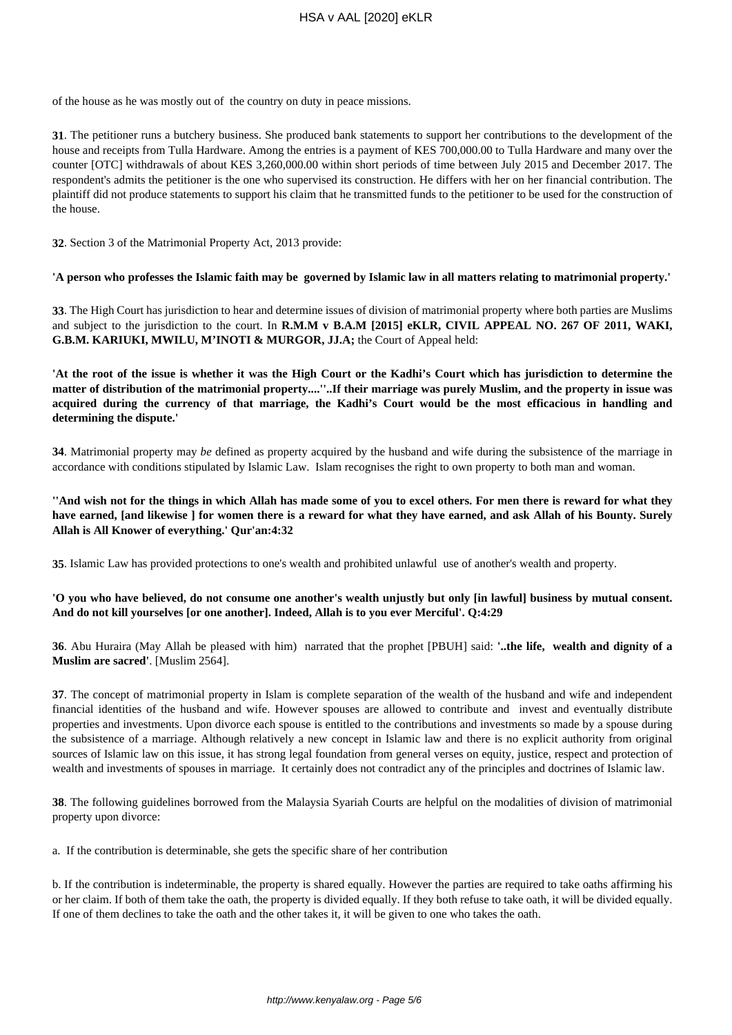of the house as he was mostly out of the country on duty in peace missions.

**31**. The petitioner runs a butchery business. She produced bank statements to support her contributions to the development of the house and receipts from Tulla Hardware. Among the entries is a payment of KES 700,000.00 to Tulla Hardware and many over the counter [OTC] withdrawals of about KES 3,260,000.00 within short periods of time between July 2015 and December 2017. The respondent's admits the petitioner is the one who supervised its construction. He differs with her on her financial contribution. The plaintiff did not produce statements to support his claim that he transmitted funds to the petitioner to be used for the construction of the house.

**32**. Section 3 of the Matrimonial Property Act, 2013 provide:

**'A person who professes the Islamic faith may be governed by Islamic law in all matters relating to matrimonial property.'**

**33**. The High Court has jurisdiction to hear and determine issues of division of matrimonial property where both parties are Muslims and subject to the jurisdiction to the court. In **R.M.M v B.A.M [2015] eKLR, CIVIL APPEAL NO. 267 OF 2011, WAKI, G.B.M. KARIUKI, MWILU, M'INOTI & MURGOR, JJ.A;** the Court of Appeal held:

**'At the root of the issue is whether it was the High Court or the Kadhi's Court which has jurisdiction to determine the matter of distribution of the matrimonial property....''..If their marriage was purely Muslim, and the property in issue was acquired during the currency of that marriage, the Kadhi's Court would be the most efficacious in handling and determining the dispute.'**

**34**. Matrimonial property may *be* defined as property acquired by the husband and wife during the subsistence of the marriage in accordance with conditions stipulated by Islamic Law. Islam recognises the right to own property to both man and woman.

**''And wish not for the things in which Allah has made some of you to excel others. For men there is reward for what they have earned, [and likewise ] for women there is a reward for what they have earned, and ask Allah of his Bounty. Surely Allah is All Knower of everything.' Qur'an:4:32**

**35**. Islamic Law has provided protections to one's wealth and prohibited unlawful use of another's wealth and property.

**'O you who have believed, do not consume one another's wealth unjustly but only [in lawful] business by mutual consent. And do not kill yourselves [or one another]. Indeed, Allah is to you ever Merciful'. Q:4:29**

**36**. Abu Huraira (May Allah be pleased with him) narrated that the prophet [PBUH] said: **'..the life, wealth and dignity of a Muslim are sacred'**. [Muslim 2564].

**37**. The concept of matrimonial property in Islam is complete separation of the wealth of the husband and wife and independent financial identities of the husband and wife. However spouses are allowed to contribute and invest and eventually distribute properties and investments. Upon divorce each spouse is entitled to the contributions and investments so made by a spouse during the subsistence of a marriage. Although relatively a new concept in Islamic law and there is no explicit authority from original sources of Islamic law on this issue, it has strong legal foundation from general verses on equity, justice, respect and protection of wealth and investments of spouses in marriage. It certainly does not contradict any of the principles and doctrines of Islamic law.

**38**. The following guidelines borrowed from the Malaysia Syariah Courts are helpful on the modalities of division of matrimonial property upon divorce:

a. If the contribution is determinable, she gets the specific share of her contribution

b. If the contribution is indeterminable, the property is shared equally. However the parties are required to take oaths affirming his or her claim. If both of them take the oath, the property is divided equally. If they both refuse to take oath, it will be divided equally. If one of them declines to take the oath and the other takes it, it will be given to one who takes the oath.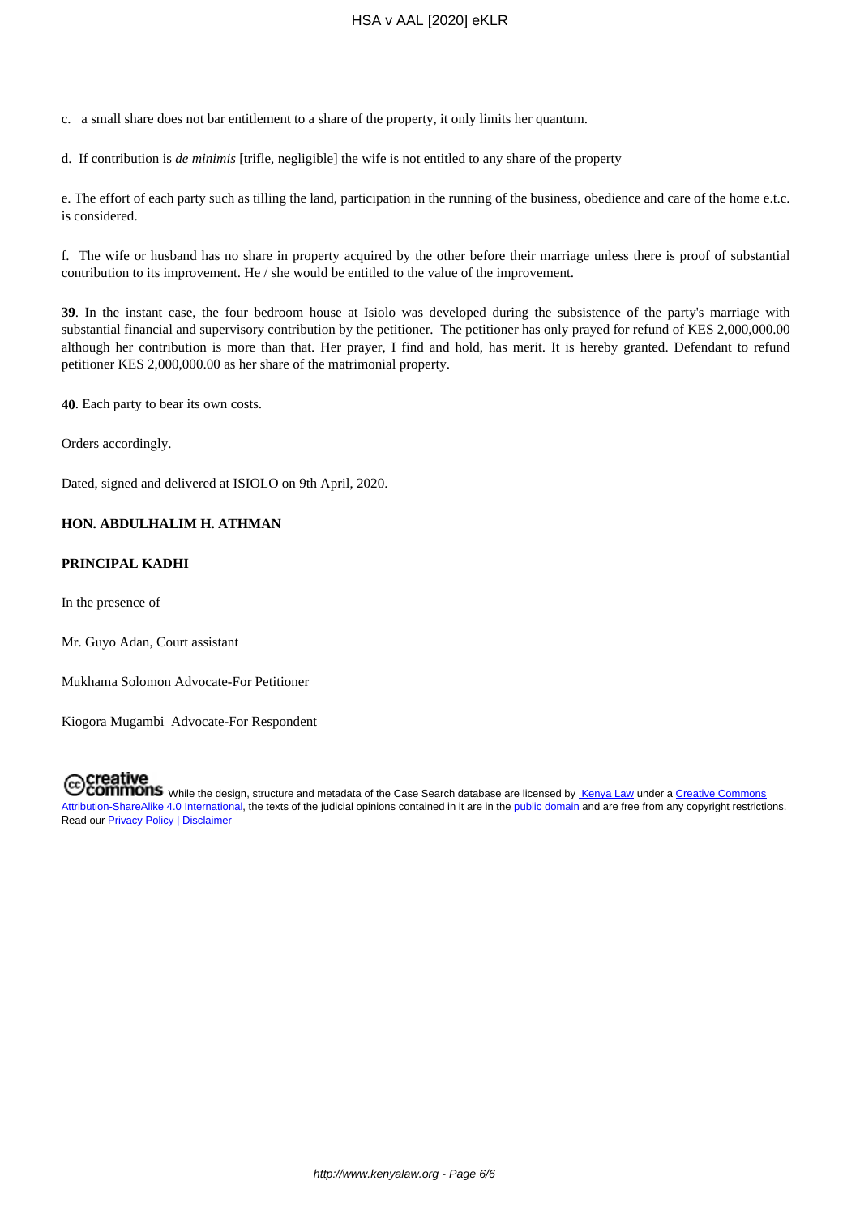c. a small share does not bar entitlement to a share of the property, it only limits her quantum.

d. If contribution is *de minimis* [trifle, negligible] the wife is not entitled to any share of the property

e. The effort of each party such as tilling the land, participation in the running of the business, obedience and care of the home e.t.c. is considered.

f. The wife or husband has no share in property acquired by the other before their marriage unless there is proof of substantial contribution to its improvement. He / she would be entitled to the value of the improvement.

**39**. In the instant case, the four bedroom house at Isiolo was developed during the subsistence of the party's marriage with substantial financial and supervisory contribution by the petitioner. The petitioner has only prayed for refund of KES 2,000,000.00 although her contribution is more than that. Her prayer, I find and hold, has merit. It is hereby granted. Defendant to refund petitioner KES 2,000,000.00 as her share of the matrimonial property.

**40**. Each party to bear its own costs.

Orders accordingly.

Dated, signed and delivered at ISIOLO on 9th April, 2020.

**HON. ABDULHALIM H. ATHMAN**

**PRINCIPAL KADHI**

In the presence of

Mr. Guyo Adan, Court assistant

Mukhama Solomon Advocate-For Petitioner

Kiogora Mugambi Advocate-For Respondent

While the design, structure and metadata of the Case Search database are licensed by Kenya Law under a Creative Commons Attribution-ShareAlike 4.0 International, the texts of the judicial opinions contained in it are in the public domain and are free from any copyright restrictions. Read our Privacy Policy | Disclaimer